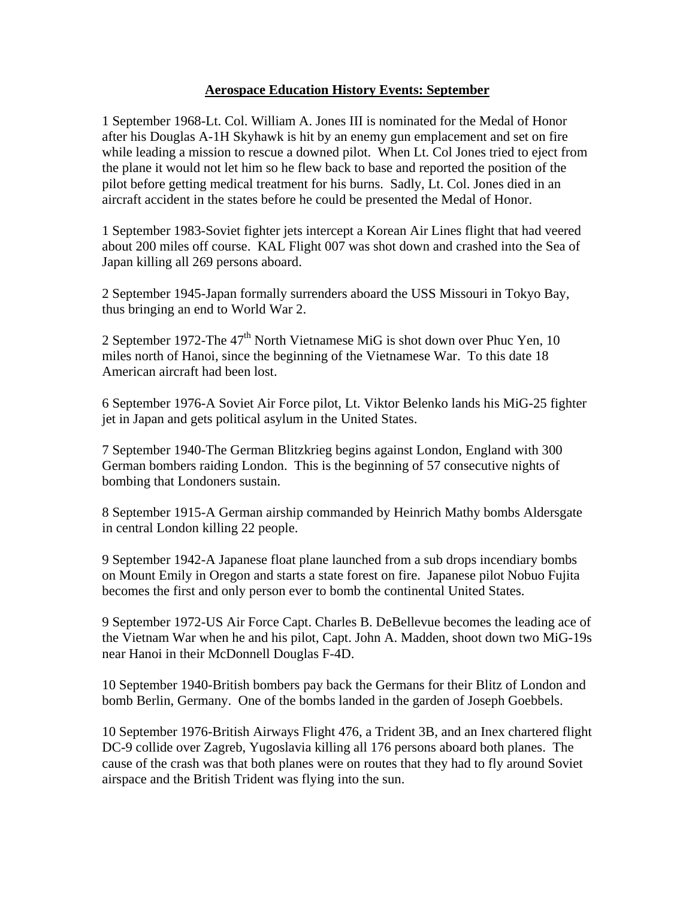# **Aerospace Education History Events: September**

1 September 1968-Lt. Col. William A. Jones III is nominated for the Medal of Honor after his Douglas A-1H Skyhawk is hit by an enemy gun emplacement and set on fire while leading a mission to rescue a downed pilot. When Lt. Col Jones tried to eject from the plane it would not let him so he flew back to base and reported the position of the pilot before getting medical treatment for his burns. Sadly, Lt. Col. Jones died in an aircraft accident in the states before he could be presented the Medal of Honor.

1 September 1983-Soviet fighter jets intercept a Korean Air Lines flight that had veered about 200 miles off course. KAL Flight 007 was shot down and crashed into the Sea of Japan killing all 269 persons aboard.

2 September 1945-Japan formally surrenders aboard the USS Missouri in Tokyo Bay, thus bringing an end to World War 2.

2 September 1972-The 47th North Vietnamese MiG is shot down over Phuc Yen, 10 miles north of Hanoi, since the beginning of the Vietnamese War. To this date 18 American aircraft had been lost.

6 September 1976-A Soviet Air Force pilot, Lt. Viktor Belenko lands his MiG-25 fighter jet in Japan and gets political asylum in the United States.

7 September 1940-The German Blitzkrieg begins against London, England with 300 German bombers raiding London. This is the beginning of 57 consecutive nights of bombing that Londoners sustain.

8 September 1915-A German airship commanded by Heinrich Mathy bombs Aldersgate in central London killing 22 people.

9 September 1942-A Japanese float plane launched from a sub drops incendiary bombs on Mount Emily in Oregon and starts a state forest on fire. Japanese pilot Nobuo Fujita becomes the first and only person ever to bomb the continental United States.

9 September 1972-US Air Force Capt. Charles B. DeBellevue becomes the leading ace of the Vietnam War when he and his pilot, Capt. John A. Madden, shoot down two MiG-19s near Hanoi in their McDonnell Douglas F-4D.

10 September 1940-British bombers pay back the Germans for their Blitz of London and bomb Berlin, Germany. One of the bombs landed in the garden of Joseph Goebbels.

10 September 1976-British Airways Flight 476, a Trident 3B, and an Inex chartered flight DC-9 collide over Zagreb, Yugoslavia killing all 176 persons aboard both planes. The cause of the crash was that both planes were on routes that they had to fly around Soviet airspace and the British Trident was flying into the sun.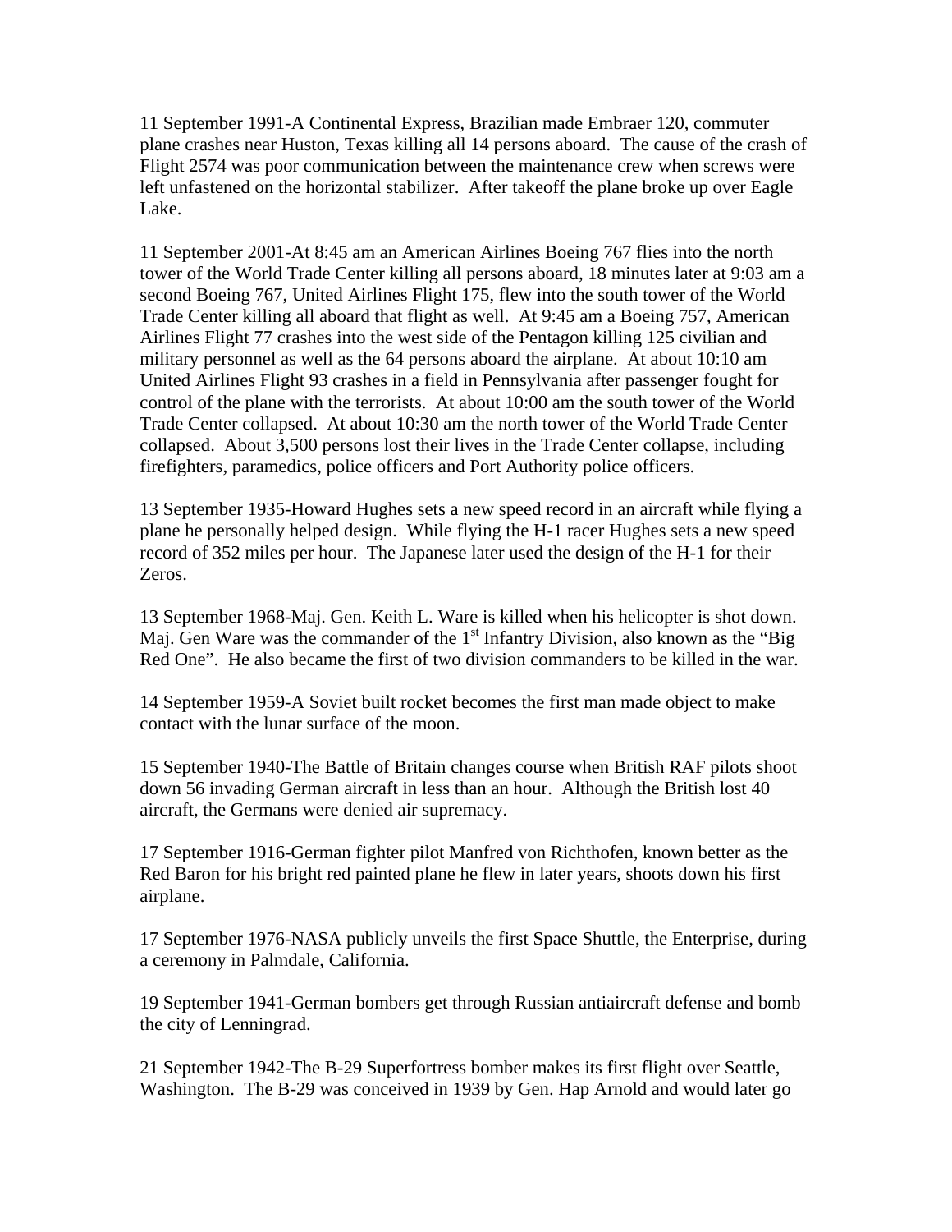11 September 1991-A Continental Express, Brazilian made Embraer 120, commuter plane crashes near Huston, Texas killing all 14 persons aboard. The cause of the crash of Flight 2574 was poor communication between the maintenance crew when screws were left unfastened on the horizontal stabilizer. After takeoff the plane broke up over Eagle Lake.

11 September 2001-At 8:45 am an American Airlines Boeing 767 flies into the north tower of the World Trade Center killing all persons aboard, 18 minutes later at 9:03 am a second Boeing 767, United Airlines Flight 175, flew into the south tower of the World Trade Center killing all aboard that flight as well. At 9:45 am a Boeing 757, American Airlines Flight 77 crashes into the west side of the Pentagon killing 125 civilian and military personnel as well as the 64 persons aboard the airplane. At about 10:10 am United Airlines Flight 93 crashes in a field in Pennsylvania after passenger fought for control of the plane with the terrorists. At about 10:00 am the south tower of the World Trade Center collapsed. At about 10:30 am the north tower of the World Trade Center collapsed. About 3,500 persons lost their lives in the Trade Center collapse, including firefighters, paramedics, police officers and Port Authority police officers.

13 September 1935-Howard Hughes sets a new speed record in an aircraft while flying a plane he personally helped design. While flying the H-1 racer Hughes sets a new speed record of 352 miles per hour. The Japanese later used the design of the H-1 for their Zeros.

13 September 1968-Maj. Gen. Keith L. Ware is killed when his helicopter is shot down. Maj. Gen Ware was the commander of the 1st Infantry Division, also known as the "Big Red One". He also became the first of two division commanders to be killed in the war.

14 September 1959-A Soviet built rocket becomes the first man made object to make contact with the lunar surface of the moon.

15 September 1940-The Battle of Britain changes course when British RAF pilots shoot down 56 invading German aircraft in less than an hour. Although the British lost 40 aircraft, the Germans were denied air supremacy.

17 September 1916-German fighter pilot Manfred von Richthofen, known better as the Red Baron for his bright red painted plane he flew in later years, shoots down his first airplane.

17 September 1976-NASA publicly unveils the first Space Shuttle, the Enterprise, during a ceremony in Palmdale, California.

19 September 1941-German bombers get through Russian antiaircraft defense and bomb the city of Lenningrad.

21 September 1942-The B-29 Superfortress bomber makes its first flight over Seattle, Washington. The B-29 was conceived in 1939 by Gen. Hap Arnold and would later go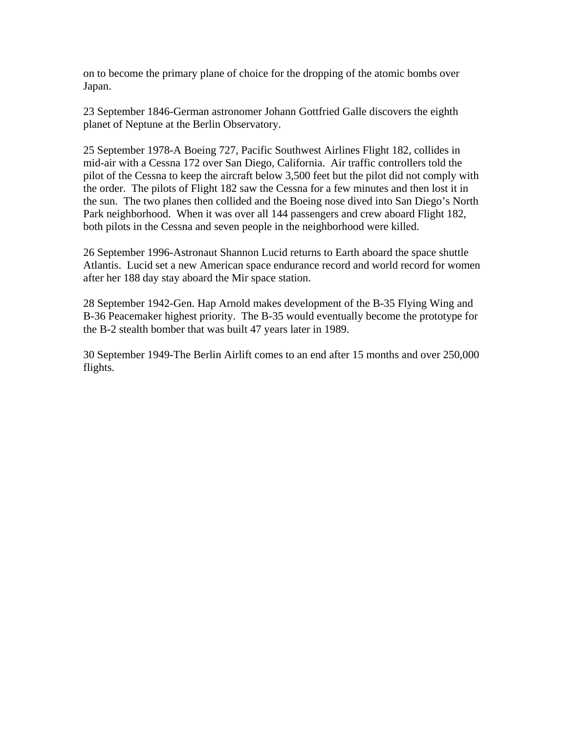on to become the primary plane of choice for the dropping of the atomic bombs over Japan.

23 September 1846-German astronomer Johann Gottfried Galle discovers the eighth planet of Neptune at the Berlin Observatory.

25 September 1978-A Boeing 727, Pacific Southwest Airlines Flight 182, collides in mid-air with a Cessna 172 over San Diego, California.  Air traffic controllers told the pilot of the Cessna to keep the aircraft below 3,500 feet but the pilot did not comply with the order.  The pilots of Flight 182 saw the Cessna for a few minutes and then lost it in the sun.  The two planes then collided and the Boeing nose dived into San Diego's North Park neighborhood.  When it was over all 144 passengers and crew aboard Flight 182, both pilots in the Cessna and seven people in the neighborhood were killed.

26 September 1996-Astronaut Shannon Lucid returns to Earth aboard the space shuttle Atlantis.  Lucid set a new American space endurance record and world record for women after her 188 day stay aboard the Mir space station.

28 September 1942-Gen. Hap Arnold makes development of the B-35 Flying Wing and B-36 Peacemaker highest priority.  The B-35 would eventually become the prototype for the B-2 stealth bomber that was built 47 years later in 1989.

30 September 1949-The Berlin Airlift comes to an end after 15 months and over 250,000 flights.